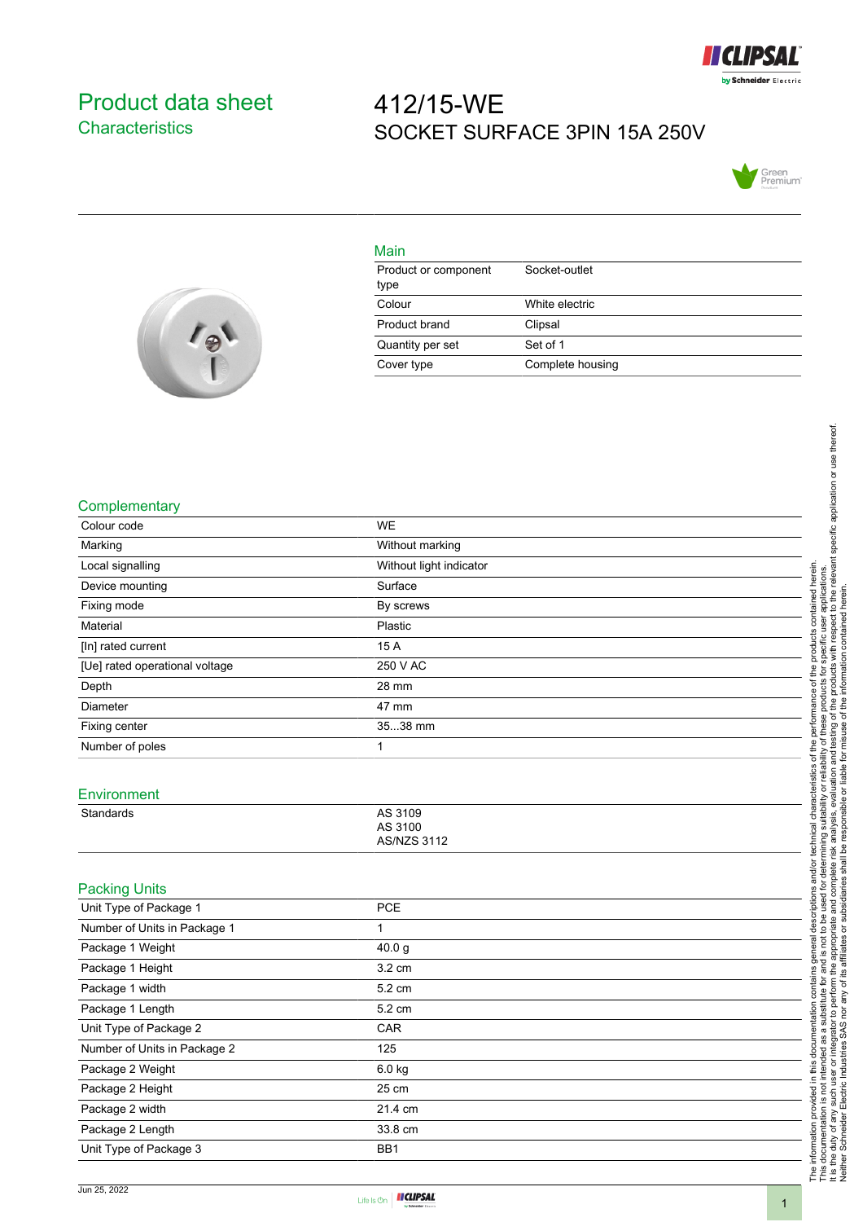# Product data sheet

## Characteristics

# 412/15-WE

SOCKET SURFACE 3PIN 15A 250V

### Main

| | |
|---|---|
| Product or component type | Socket-outlet |
| Colour | White electric |
| Product brand | Clipsal |
| Quantity per set | Set of 1 |
| Cover type | Complete housing |

### Complementary

| | |
|---|---|
| Colour code | WE |
| Marking | Without marking |
| Local signalling | Without light indicator |
| Device mounting | Surface |
| Fixing mode | By screws |
| Material | Plastic |
| [In] rated current | 15 A |
| [Ue] rated operational voltage | 250 V AC |
| Depth | 28 mm |
| Diameter | 47 mm |
| Fixing center | 35...38 mm |
| Number of poles | 1 |

### Environment

| | |
|---|---|
| Standards | AS 3109<br>AS 3100<br>AS/NZS 3112 |

### Packing Units

| | |
|---|---|
| Unit Type of Package 1 | PCE |
| Number of Units in Package 1 | 1 |
| Package 1 Weight | 40.0 g |
| Package 1 Height | 3.2 cm |
| Package 1 width | 5.2 cm |
| Package 1 Length | 5.2 cm |
| Unit Type of Package 2 | CAR |
| Number of Units in Package 2 | 125 |
| Package 2 Weight | 6.0 kg |
| Package 2 Height | 25 cm |
| Package 2 width | 21.4 cm |
| Package 2 Length | 33.8 cm |
| Unit Type of Package 3 | BB1 |

The information provided in this documentation contains general descriptions and/or technical characteristics of the performance of the products contained herein. This documentation is not intended as a substitute for and is not to be used for determining suitability or reliability of these products for specific user applications. It is the duty of any such user or integrator to perform the appropriate and complete risk analysis, evaluation and testing of the products with respect to the relevant specific application or use thereof. Neither Schneider Electric Industries SAS nor any of its affiliates or subsidiaries shall be responsible or liable for misuse of the information contained herein.

Jun 25, 2022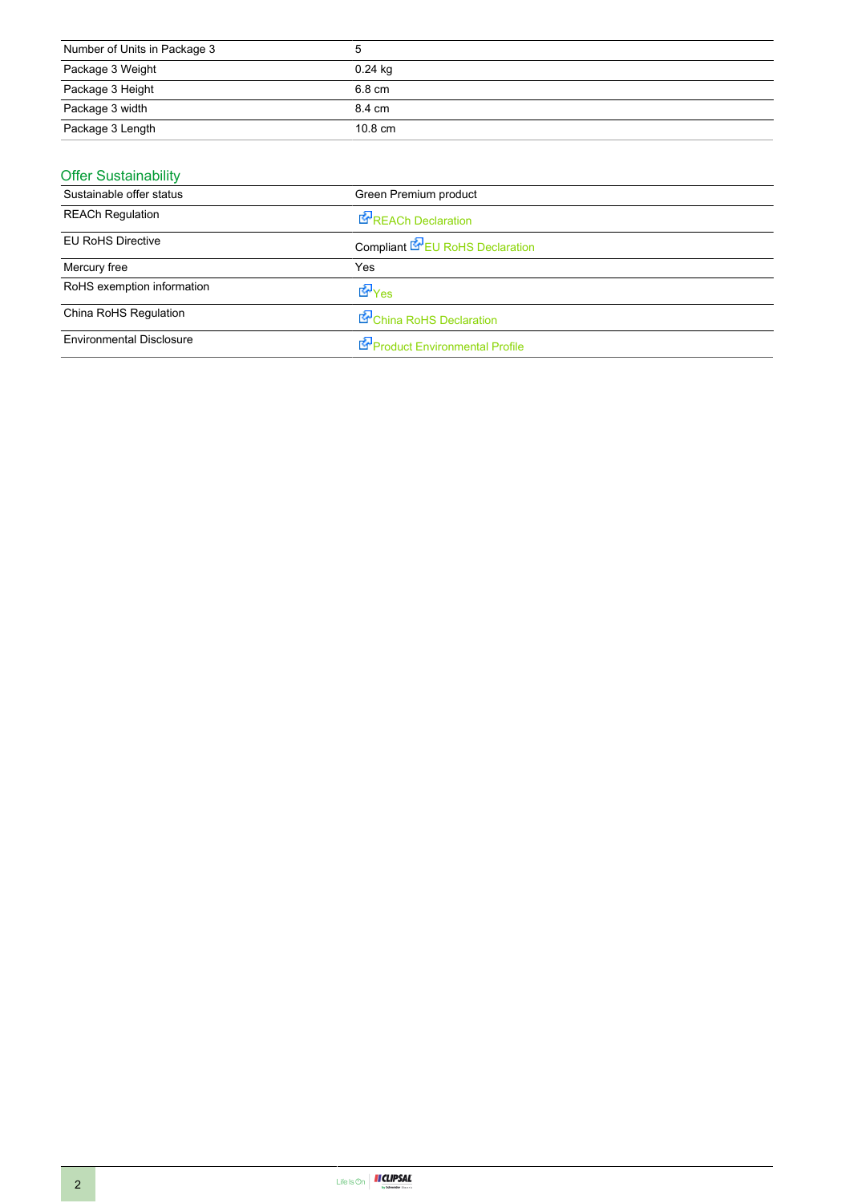| | |
|---|---|
| Number of Units in Package 3 | 5 |
| Package 3 Weight | 0.24 kg |
| Package 3 Height | 6.8 cm |
| Package 3 width | 8.4 cm |
| Package 3 Length | 10.8 cm |

## Offer Sustainability

| | |
|---|---|
| Sustainable offer status | Green Premium product |
| REACh Regulation | REACh Declaration |
| EU RoHS Directive | Compliant EU RoHS Declaration |
| Mercury free | Yes |
| RoHS exemption information | Yes |
| China RoHS Regulation | China RoHS Declaration |
| Environmental Disclosure | Product Environmental Profile |